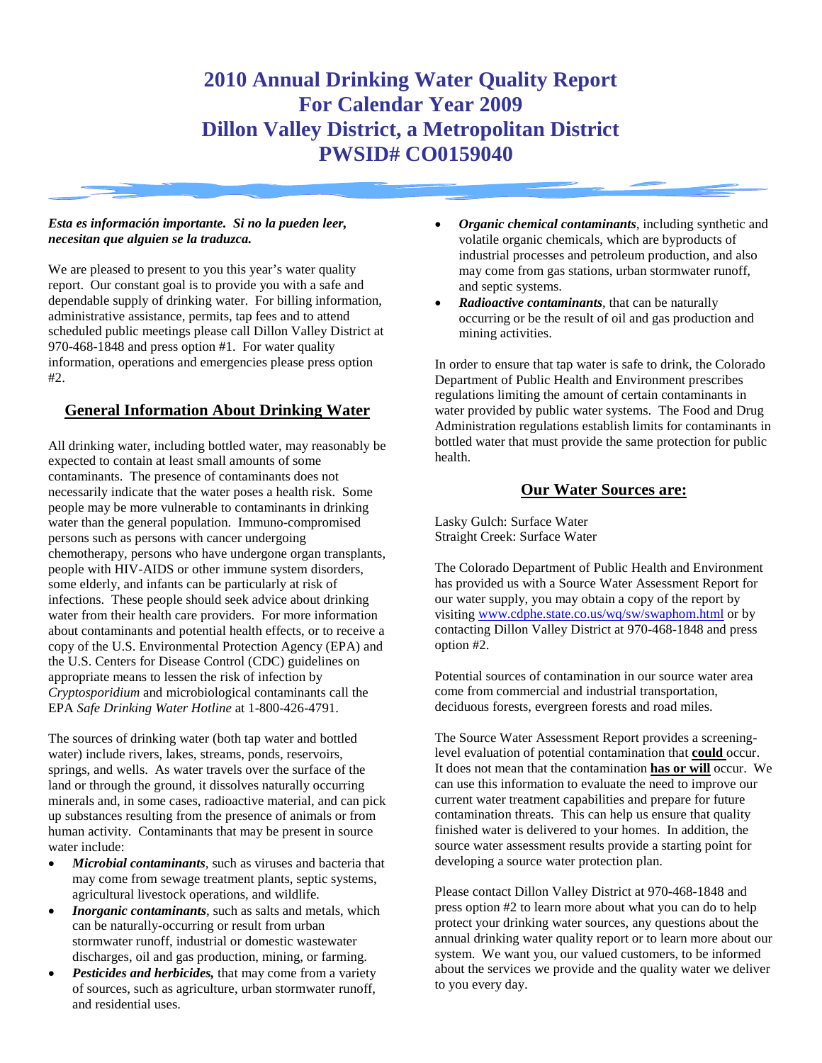# 2010 Annual Drinking Water Quality Report
# For Calendar Year 2009
# Dillon Valley District, a Metropolitan District
# PWSID# CO0159040

***Esta es información importante. Si no la pueden leer, necesitan que alguien se la traduzca.***

We are pleased to present to you this year's water quality report. Our constant goal is to provide you with a safe and dependable supply of drinking water. For billing information, administrative assistance, permits, tap fees and to attend scheduled public meetings please call Dillon Valley District at 970-468-1848 and press option #1. For water quality information, operations and emergencies please press option #2.

## General Information About Drinking Water

All drinking water, including bottled water, may reasonably be expected to contain at least small amounts of some contaminants. The presence of contaminants does not necessarily indicate that the water poses a health risk. Some people may be more vulnerable to contaminants in drinking water than the general population. Immuno-compromised persons such as persons with cancer undergoing chemotherapy, persons who have undergone organ transplants, people with HIV-AIDS or other immune system disorders, some elderly, and infants can be particularly at risk of infections. These people should seek advice about drinking water from their health care providers. For more information about contaminants and potential health effects, or to receive a copy of the U.S. Environmental Protection Agency (EPA) and the U.S. Centers for Disease Control (CDC) guidelines on appropriate means to lessen the risk of infection by *Cryptosporidium* and microbiological contaminants call the EPA *Safe Drinking Water Hotline* at 1-800-426-4791.

The sources of drinking water (both tap water and bottled water) include rivers, lakes, streams, ponds, reservoirs, springs, and wells. As water travels over the surface of the land or through the ground, it dissolves naturally occurring minerals and, in some cases, radioactive material, and can pick up substances resulting from the presence of animals or from human activity. Contaminants that may be present in source water include:

- ***Microbial contaminants***, such as viruses and bacteria that may come from sewage treatment plants, septic systems, agricultural livestock operations, and wildlife.
- ***Inorganic contaminants***, such as salts and metals, which can be naturally-occurring or result from urban stormwater runoff, industrial or domestic wastewater discharges, oil and gas production, mining, or farming.
- ***Pesticides and herbicides,*** that may come from a variety of sources, such as agriculture, urban stormwater runoff, and residential uses.
- ***Organic chemical contaminants***, including synthetic and volatile organic chemicals, which are byproducts of industrial processes and petroleum production, and also may come from gas stations, urban stormwater runoff, and septic systems.
- ***Radioactive contaminants***, that can be naturally occurring or be the result of oil and gas production and mining activities.

In order to ensure that tap water is safe to drink, the Colorado Department of Public Health and Environment prescribes regulations limiting the amount of certain contaminants in water provided by public water systems. The Food and Drug Administration regulations establish limits for contaminants in bottled water that must provide the same protection for public health.

## Our Water Sources are:

Lasky Gulch: Surface Water
Straight Creek: Surface Water

The Colorado Department of Public Health and Environment has provided us with a Source Water Assessment Report for our water supply, you may obtain a copy of the report by visiting www.cdphe.state.co.us/wq/sw/swaphom.html or by contacting Dillon Valley District at 970-468-1848 and press option #2.

Potential sources of contamination in our source water area come from commercial and industrial transportation, deciduous forests, evergreen forests and road miles.

The Source Water Assessment Report provides a screening-level evaluation of potential contamination that **could** occur. It does not mean that the contamination **has or will** occur. We can use this information to evaluate the need to improve our current water treatment capabilities and prepare for future contamination threats. This can help us ensure that quality finished water is delivered to your homes. In addition, the source water assessment results provide a starting point for developing a source water protection plan.

Please contact Dillon Valley District at 970-468-1848 and press option #2 to learn more about what you can do to help protect your drinking water sources, any questions about the annual drinking water quality report or to learn more about our system. We want you, our valued customers, to be informed about the services we provide and the quality water we deliver to you every day.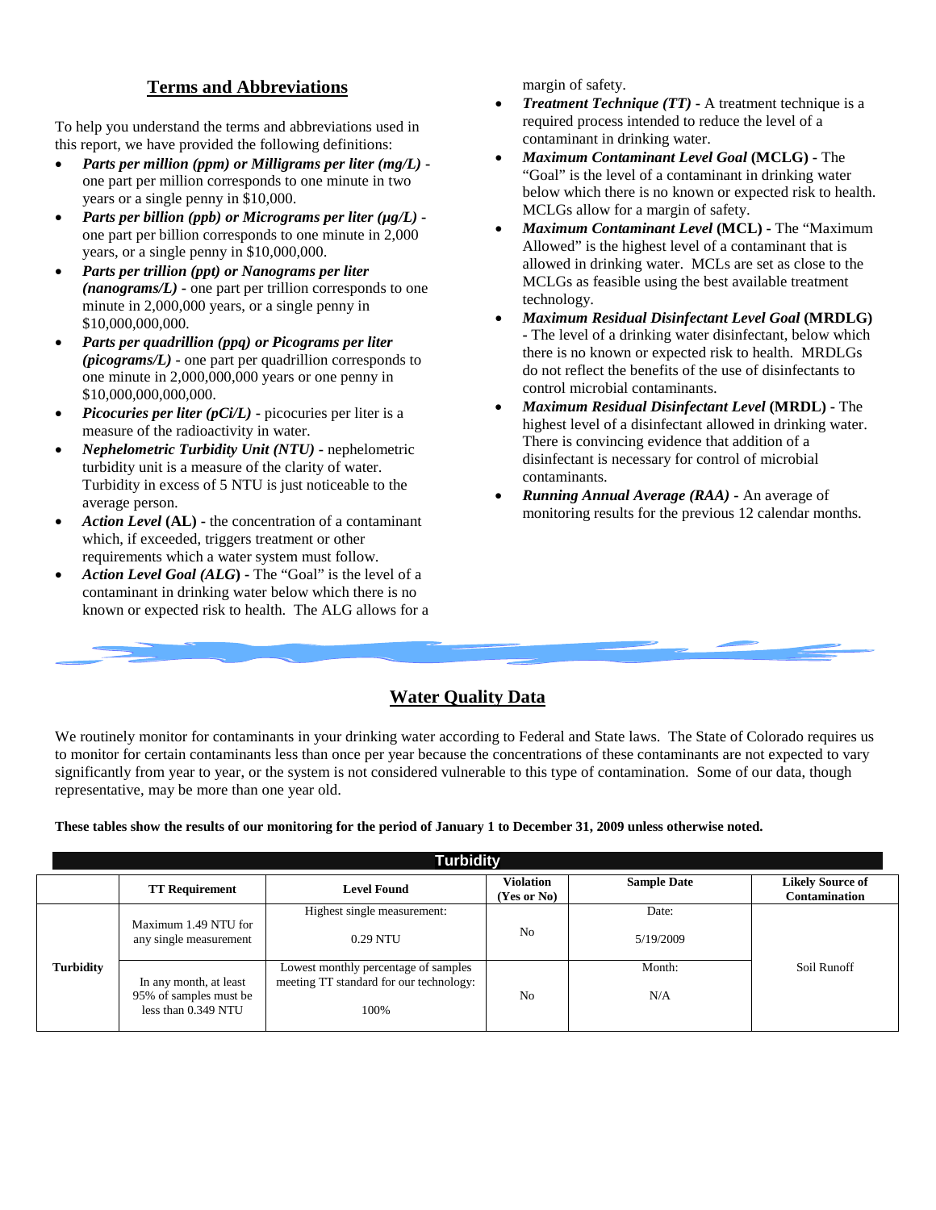## Terms and Abbreviations

To help you understand the terms and abbreviations used in this report, we have provided the following definitions:

- ***Parts per million (ppm) or Milligrams per liter (mg/L)*** - one part per million corresponds to one minute in two years or a single penny in $10,000.
- ***Parts per billion (ppb) or Micrograms per liter (µg/L)*** - one part per billion corresponds to one minute in 2,000 years, or a single penny in $10,000,000.
- ***Parts per trillion (ppt) or Nanograms per liter (nanograms/L)*** - one part per trillion corresponds to one minute in 2,000,000 years, or a single penny in $10,000,000,000.
- ***Parts per quadrillion (ppq) or Picograms per liter (picograms/L)*** - one part per quadrillion corresponds to one minute in 2,000,000,000 years or one penny in $10,000,000,000,000.
- ***Picocuries per liter (pCi/L)*** - picocuries per liter is a measure of the radioactivity in water.
- ***Nephelometric Turbidity Unit (NTU)*** - nephelometric turbidity unit is a measure of the clarity of water. Turbidity in excess of 5 NTU is just noticeable to the average person.
- ***Action Level* (AL)** - the concentration of a contaminant which, if exceeded, triggers treatment or other requirements which a water system must follow.
- ***Action Level Goal (ALG)*** - The "Goal" is the level of a contaminant in drinking water below which there is no known or expected risk to health. The ALG allows for a margin of safety.
- ***Treatment Technique (TT)*** - A treatment technique is a required process intended to reduce the level of a contaminant in drinking water.
- ***Maximum Contaminant Level Goal* (MCLG)** - The "Goal" is the level of a contaminant in drinking water below which there is no known or expected risk to health. MCLGs allow for a margin of safety.
- ***Maximum Contaminant Level* (MCL)** - The "Maximum Allowed" is the highest level of a contaminant that is allowed in drinking water. MCLs are set as close to the MCLGs as feasible using the best available treatment technology.
- ***Maximum Residual Disinfectant Level Goal* (MRDLG)** - The level of a drinking water disinfectant, below which there is no known or expected risk to health. MRDLGs do not reflect the benefits of the use of disinfectants to control microbial contaminants.
- ***Maximum Residual Disinfectant Level* (MRDL)** - The highest level of a disinfectant allowed in drinking water. There is convincing evidence that addition of a disinfectant is necessary for control of microbial contaminants.
- ***Running Annual Average (RAA)*** - An average of monitoring results for the previous 12 calendar months.

## Water Quality Data

We routinely monitor for contaminants in your drinking water according to Federal and State laws. The State of Colorado requires us to monitor for certain contaminants less than once per year because the concentrations of these contaminants are not expected to vary significantly from year to year, or the system is not considered vulnerable to this type of contamination. Some of our data, though representative, may be more than one year old.

**These tables show the results of our monitoring for the period of January 1 to December 31, 2009 unless otherwise noted.**

**Turbidity**

| | TT Requirement | Level Found | Violation (Yes or No) | Sample Date | Likely Source of Contamination |
|---|---|---|---|---|---|
| Turbidity | Maximum 1.49 NTU for any single measurement | Highest single measurement: 0.29 NTU | No | Date: 5/19/2009 | Soil Runoff |
| | In any month, at least 95% of samples must be less than 0.349 NTU | Lowest monthly percentage of samples meeting TT standard for our technology: 100% | No | Month: N/A | |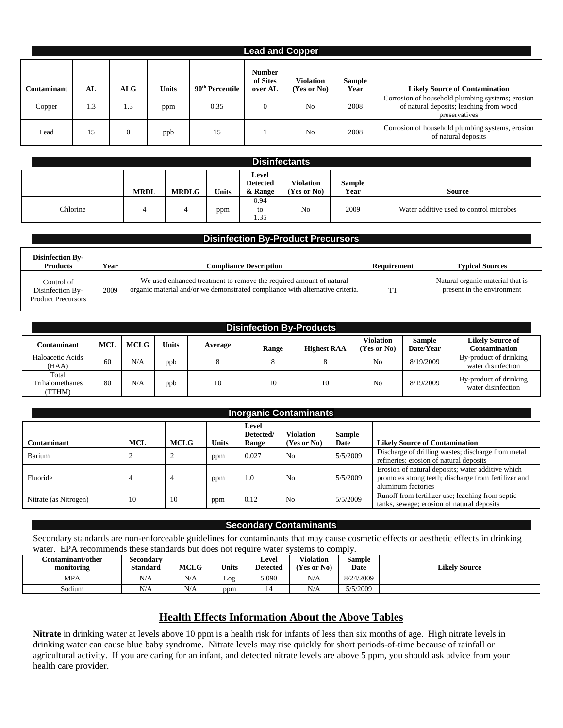## Lead and Copper

| Contaminant | AL | ALG | Units | 90th Percentile | Number of Sites over AL | Violation (Yes or No) | Sample Year | Likely Source of Contamination |
|---|---|---|---|---|---|---|---|---|
| Copper | 1.3 | 1.3 | ppm | 0.35 | 0 | No | 2008 | Corrosion of household plumbing systems; erosion of natural deposits; leaching from wood preservatives |
| Lead | 15 | 0 | ppb | 15 | 1 | No | 2008 | Corrosion of household plumbing systems, erosion of natural deposits |

## Disinfectants

| | MRDL | MRDLG | Units | Level Detected & Range | Violation (Yes or No) | Sample Year | Source |
|---|---|---|---|---|---|---|---|
| Chlorine | 4 | 4 | ppm | 0.94 to 1.35 | No | 2009 | Water additive used to control microbes |

## Disinfection By-Product Precursors

| Disinfection By-Products | Year | Compliance Description | Requirement | Typical Sources |
|---|---|---|---|---|
| Control of Disinfection By-Product Precursors | 2009 | We used enhanced treatment to remove the required amount of natural organic material and/or we demonstrated compliance with alternative criteria. | TT | Natural organic material that is present in the environment |

## Disinfection By-Products

| Contaminant | MCL | MCLG | Units | Average | Range | Highest RAA | Violation (Yes or No) | Sample Date/Year | Likely Source of Contamination |
|---|---|---|---|---|---|---|---|---|---|
| Haloacetic Acids (HAA) | 60 | N/A | ppb | 8 | 8 | 8 | No | 8/19/2009 | By-product of drinking water disinfection |
| Total Trihalomethanes (TTHM) | 80 | N/A | ppb | 10 | 10 | 10 | No | 8/19/2009 | By-product of drinking water disinfection |

## Inorganic Contaminants

| Contaminant | MCL | MCLG | Units | Level Detected/ Range | Violation (Yes or No) | Sample Date | Likely Source of Contamination |
|---|---|---|---|---|---|---|---|
| Barium | 2 | 2 | ppm | 0.027 | No | 5/5/2009 | Discharge of drilling wastes; discharge from metal refineries; erosion of natural deposits |
| Fluoride | 4 | 4 | ppm | 1.0 | No | 5/5/2009 | Erosion of natural deposits; water additive which promotes strong teeth; discharge from fertilizer and aluminum factories |
| Nitrate (as Nitrogen) | 10 | 10 | ppm | 0.12 | No | 5/5/2009 | Runoff from fertilizer use; leaching from septic tanks, sewage; erosion of natural deposits |

## Secondary Contaminants

Secondary standards are non-enforceable guidelines for contaminants that may cause cosmetic effects or aesthetic effects in drinking water. EPA recommends these standards but does not require water systems to comply.

| Contaminant/other monitoring | Secondary Standard | MCLG | Units | Level Detected | Violation (Yes or No) | Sample Date | Likely Source |
|---|---|---|---|---|---|---|---|
| MPA | N/A | N/A | Log | 5.090 | N/A | 8/24/2009 | |
| Sodium | N/A | N/A | ppm | 14 | N/A | 5/5/2009 | |

## Health Effects Information About the Above Tables

**Nitrate** in drinking water at levels above 10 ppm is a health risk for infants of less than six months of age. High nitrate levels in drinking water can cause blue baby syndrome. Nitrate levels may rise quickly for short periods-of-time because of rainfall or agricultural activity. If you are caring for an infant, and detected nitrate levels are above 5 ppm, you should ask advice from your health care provider.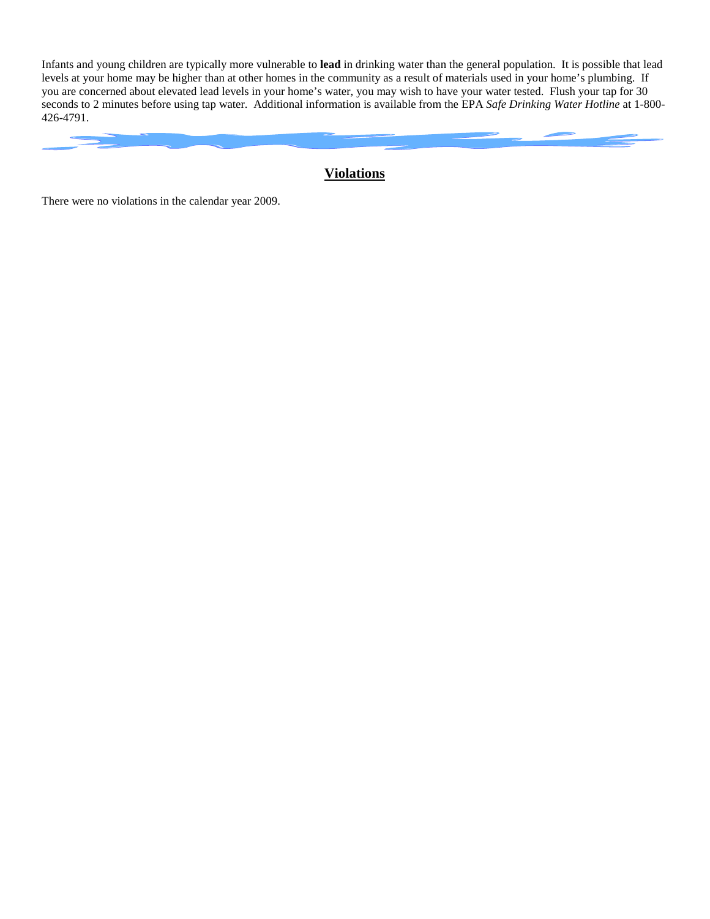Infants and young children are typically more vulnerable to **lead** in drinking water than the general population. It is possible that lead levels at your home may be higher than at other homes in the community as a result of materials used in your home's plumbing. If you are concerned about elevated lead levels in your home's water, you may wish to have your water tested. Flush your tap for 30 seconds to 2 minutes before using tap water. Additional information is available from the EPA *Safe Drinking Water Hotline* at 1-800-426-4791.

## Violations

There were no violations in the calendar year 2009.